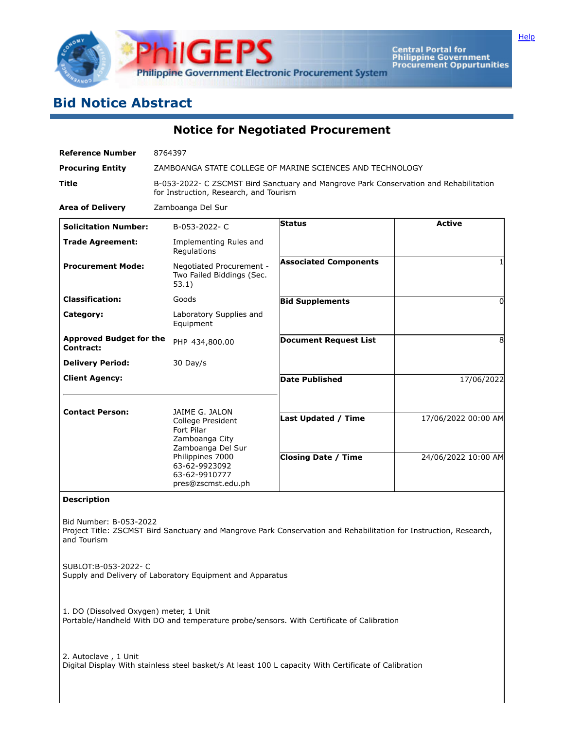# Bid Notice Abstract

## Notice for Negotiated Procurement

| | |
|---|---|
| **Reference Number** | 8764397 |
| **Procuring Entity** | ZAMBOANGA STATE COLLEGE OF MARINE SCIENCES AND TECHNOLOGY |
| **Title** | B-053-2022- C ZSCMST Bird Sanctuary and Mangrove Park Conservation and Rehabilitation for Instruction, Research, and Tourism |
| **Area of Delivery** | Zamboanga Del Sur |

| | |
|---|---|
| **Solicitation Number:** | B-053-2022- C |
| **Trade Agreement:** | Implementing Rules and Regulations |
| **Procurement Mode:** | Negotiated Procurement - Two Failed Biddings (Sec. 53.1) |
| **Classification:** | Goods |
| **Category:** | Laboratory Supplies and Equipment |
| **Approved Budget for the Contract:** | PHP 434,800.00 |
| **Delivery Period:** | 30 Day/s |
| **Client Agency:** | |
| **Contact Person:** | JAIME G. JALON<br>College President<br>Fort Pilar<br>Zamboanga City<br>Zamboanga Del Sur<br>Philippines 7000<br>63-62-9923092<br>63-62-9910777<br>pres@zscmst.edu.ph |

| | |
|---|---|
| **Status** | Active |
| **Associated Components** | 1 |
| **Bid Supplements** | 0 |
| **Document Request List** | 8 |
| **Date Published** | 17/06/2022 |
| **Last Updated / Time** | 17/06/2022 00:00 AM |
| **Closing Date / Time** | 24/06/2022 10:00 AM |

**Description**

Bid Number: B-053-2022
Project Title: ZSCMST Bird Sanctuary and Mangrove Park Conservation and Rehabilitation for Instruction, Research, and Tourism

SUBLOT:B-053-2022- C
Supply and Delivery of Laboratory Equipment and Apparatus

1. DO (Dissolved Oxygen) meter, 1 Unit
Portable/Handheld With DO and temperature probe/sensors. With Certificate of Calibration

2. Autoclave , 1 Unit
Digital Display With stainless steel basket/s At least 100 L capacity With Certificate of Calibration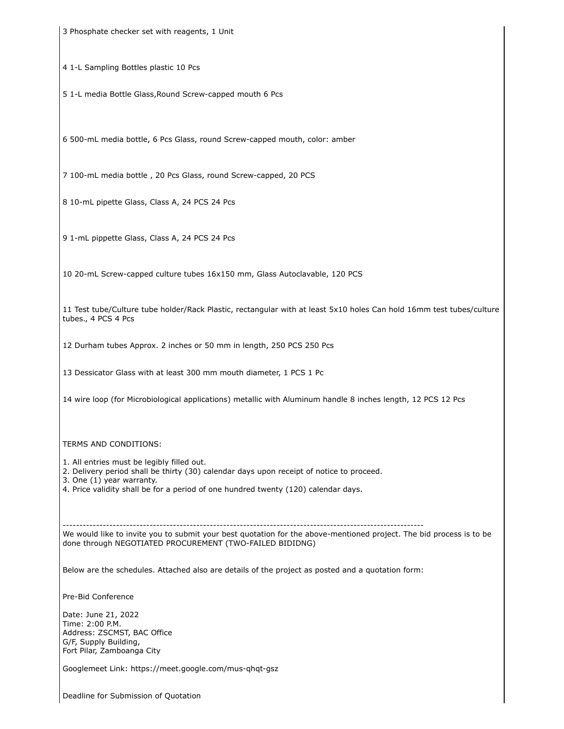3 Phosphate checker set with reagents, 1 Unit

4 1-L Sampling Bottles plastic 10 Pcs

5 1-L media Bottle Glass,Round Screw-capped mouth 6 Pcs

6 500-mL media bottle, 6 Pcs Glass, round Screw-capped mouth, color: amber

7 100-mL media bottle , 20 Pcs Glass, round Screw-capped, 20 PCS

8 10-mL pipette Glass, Class A, 24 PCS 24 Pcs

9 1-mL pippette Glass, Class A, 24 PCS 24 Pcs

10 20-mL Screw-capped culture tubes 16x150 mm, Glass Autoclavable, 120 PCS

11 Test tube/Culture tube holder/Rack Plastic, rectangular with at least 5x10 holes Can hold 16mm test tubes/culture tubes., 4 PCS 4 Pcs

12 Durham tubes Approx. 2 inches or 50 mm in length, 250 PCS 250 Pcs

13 Dessicator Glass with at least 300 mm mouth diameter, 1 PCS 1 Pc

14 wire loop (for Microbiological applications) metallic with Aluminum handle 8 inches length, 12 PCS 12 Pcs

TERMS AND CONDITIONS:

1. All entries must be legibly filled out.
2. Delivery period shall be thirty (30) calendar days upon receipt of notice to proceed.
3. One (1) year warranty.
4. Price validity shall be for a period of one hundred twenty (120) calendar days.

---

We would like to invite you to submit your best quotation for the above-mentioned project. The bid process is to be done through NEGOTIATED PROCUREMENT (TWO-FAILED BIDIDNG)

Below are the schedules. Attached also are details of the project as posted and a quotation form:

Pre-Bid Conference

Date: June 21, 2022
Time: 2:00 P.M.
Address: ZSCMST, BAC Office
G/F, Supply Building,
Fort Pilar, Zamboanga City

Googlemeet Link: https://meet.google.com/mus-qhqt-gsz

Deadline for Submission of Quotation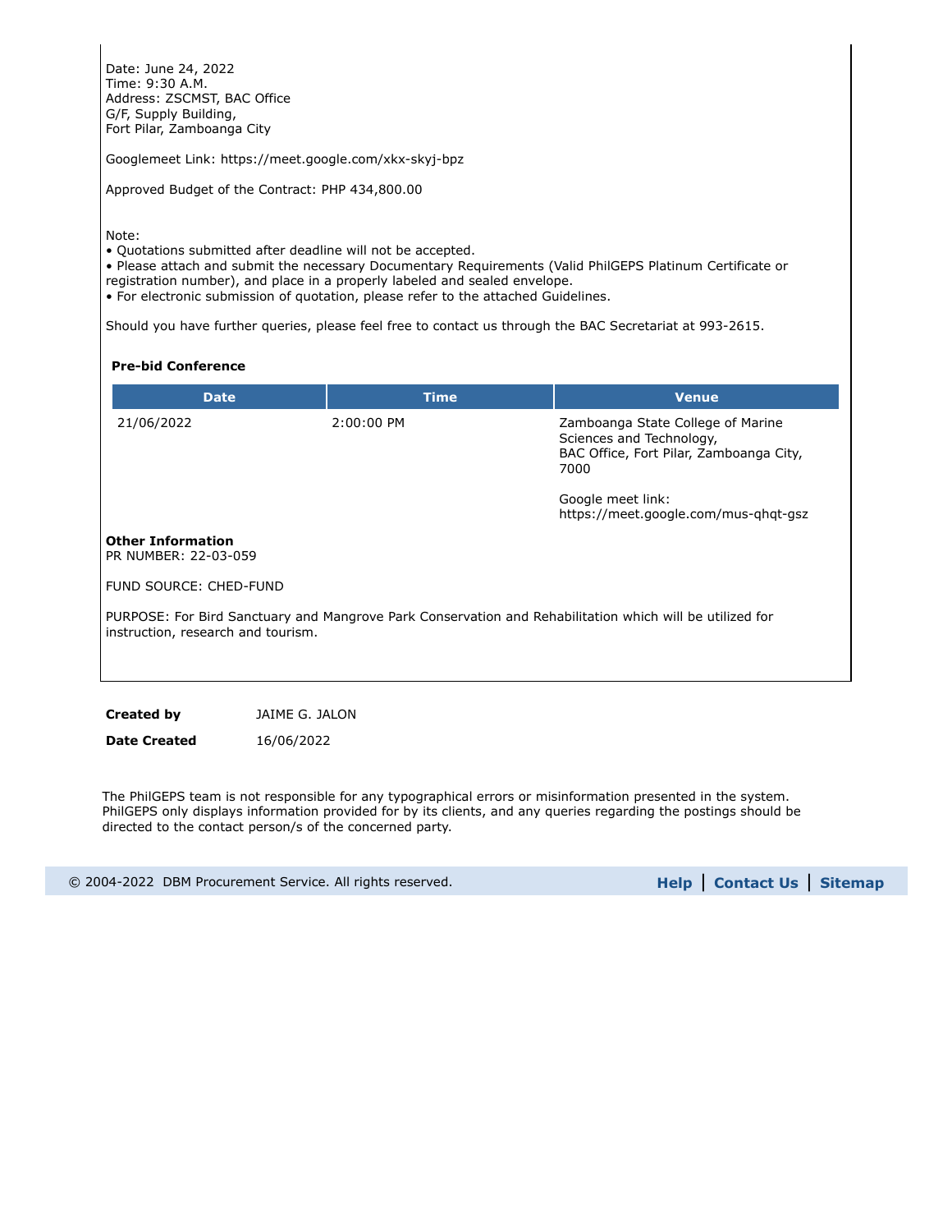Date: June 24, 2022
Time: 9:30 A.M.
Address: ZSCMST, BAC Office
G/F, Supply Building,
Fort Pilar, Zamboanga City

Googlemeet Link: https://meet.google.com/xkx-skyj-bpz

Approved Budget of the Contract: PHP 434,800.00

Note:
• Quotations submitted after deadline will not be accepted.
• Please attach and submit the necessary Documentary Requirements (Valid PhilGEPS Platinum Certificate or registration number), and place in a properly labeled and sealed envelope.
• For electronic submission of quotation, please refer to the attached Guidelines.

Should you have further queries, please feel free to contact us through the BAC Secretariat at 993-2615.

**Pre-bid Conference**

| Date | Time | Venue |
|---|---|---|
| 21/06/2022 | 2:00:00 PM | Zamboanga State College of Marine Sciences and Technology, BAC Office, Fort Pilar, Zamboanga City, 7000<br><br>Google meet link: https://meet.google.com/mus-qhqt-gsz |

**Other Information**
PR NUMBER: 22-03-059

FUND SOURCE: CHED-FUND

PURPOSE: For Bird Sanctuary and Mangrove Park Conservation and Rehabilitation which will be utilized for instruction, research and tourism.

| | |
|---|---|
| **Created by** | JAIME G. JALON |
| **Date Created** | 16/06/2022 |

The PhilGEPS team is not responsible for any typographical errors or misinformation presented in the system. PhilGEPS only displays information provided for by its clients, and any queries regarding the postings should be directed to the contact person/s of the concerned party.

© 2004-2022 DBM Procurement Service. All rights reserved. **Help** | **Contact Us** | **Sitemap**